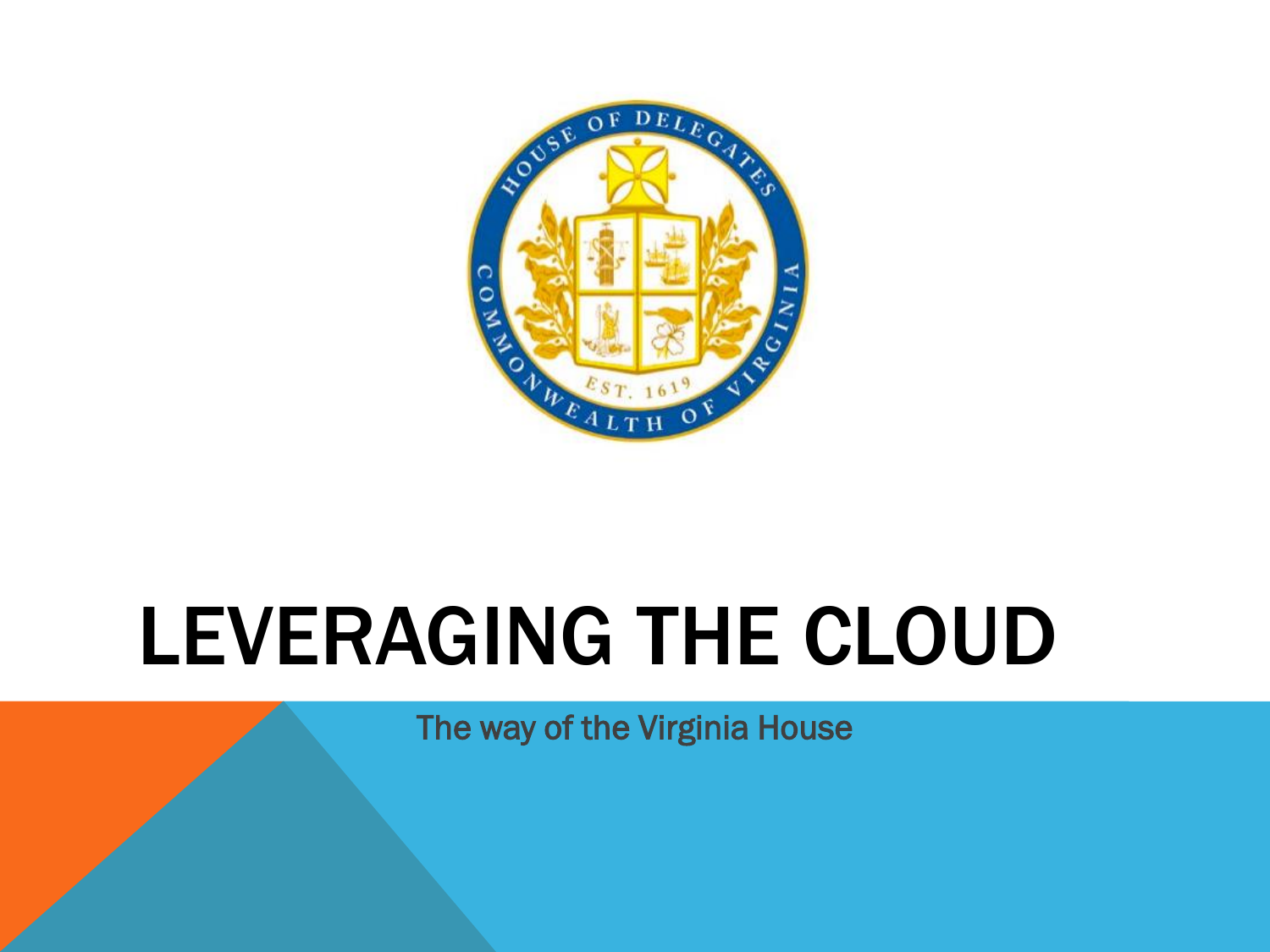# LEVERAGING THE CLOUD

The way of the Virginia House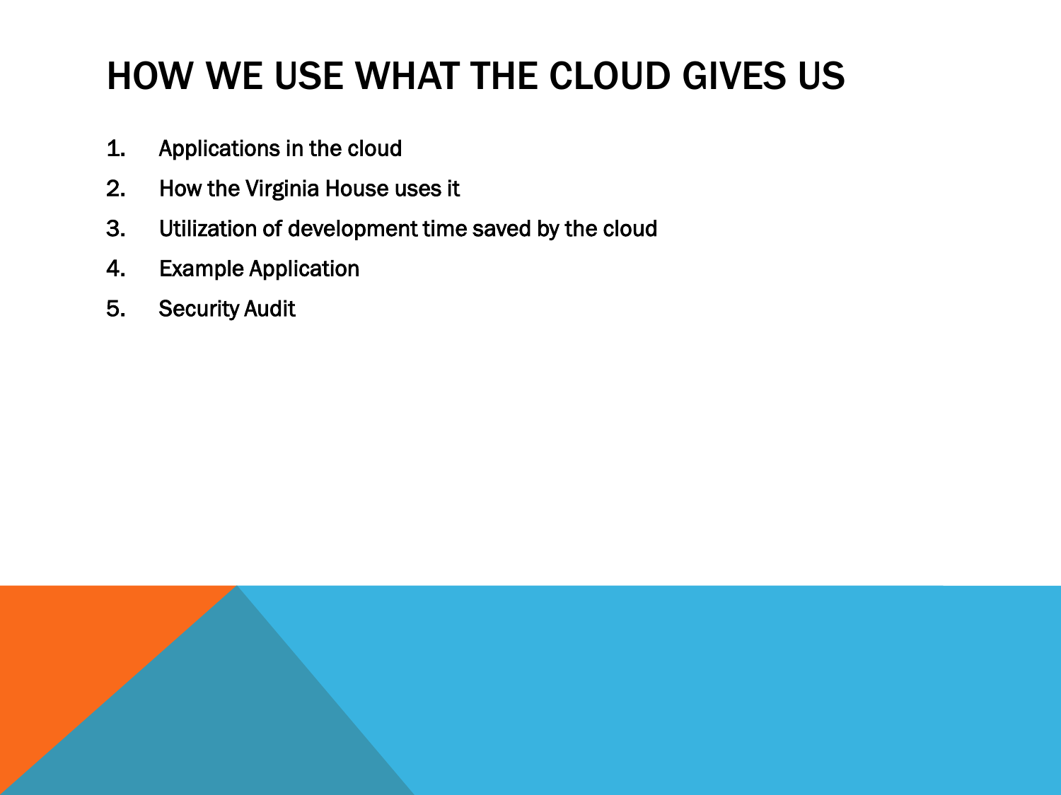# HOW WE USE WHAT THE CLOUD GIVES US

1. Applications in the cloud
2. How the Virginia House uses it
3. Utilization of development time saved by the cloud
4. Example Application
5. Security Audit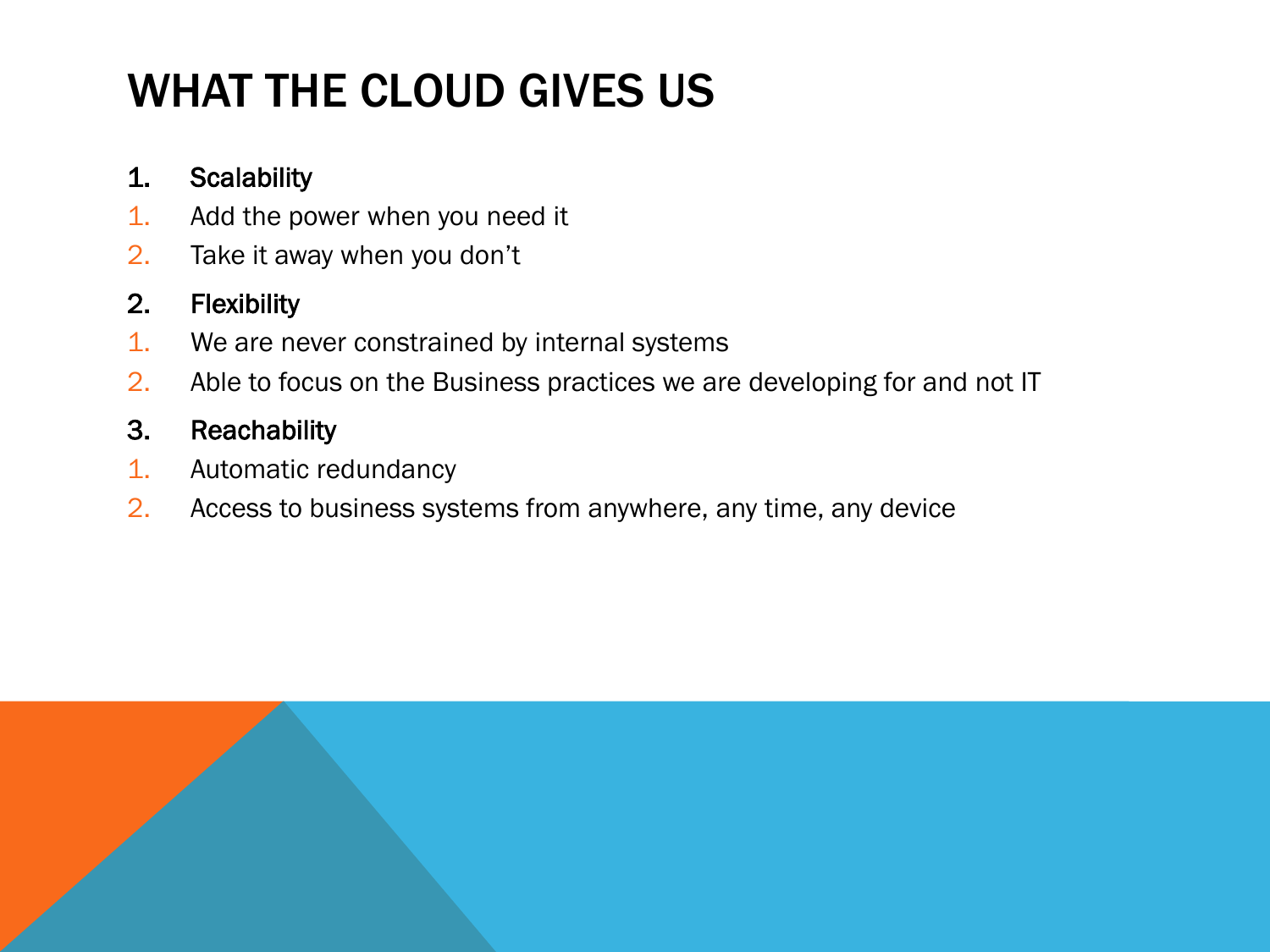# WHAT THE CLOUD GIVES US

1. Scalability
   1. Add the power when you need it
   2. Take it away when you don't
2. Flexibility
   1. We are never constrained by internal systems
   2. Able to focus on the Business practices we are developing for and not IT
3. Reachability
   1. Automatic redundancy
   2. Access to business systems from anywhere, any time, any device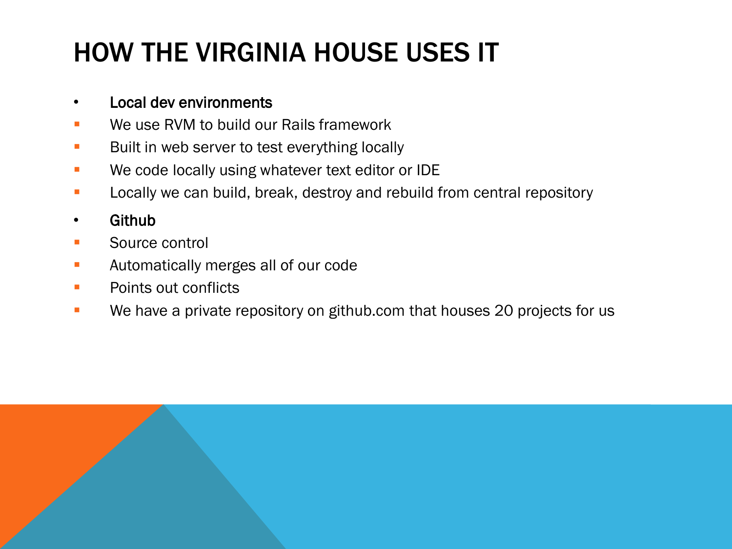# HOW THE VIRGINIA HOUSE USES IT

- **Local dev environments**
  - We use RVM to build our Rails framework
  - Built in web server to test everything locally
  - We code locally using whatever text editor or IDE
  - Locally we can build, break, destroy and rebuild from central repository
- **Github**
  - Source control
  - Automatically merges all of our code
  - Points out conflicts
  - We have a private repository on github.com that houses 20 projects for us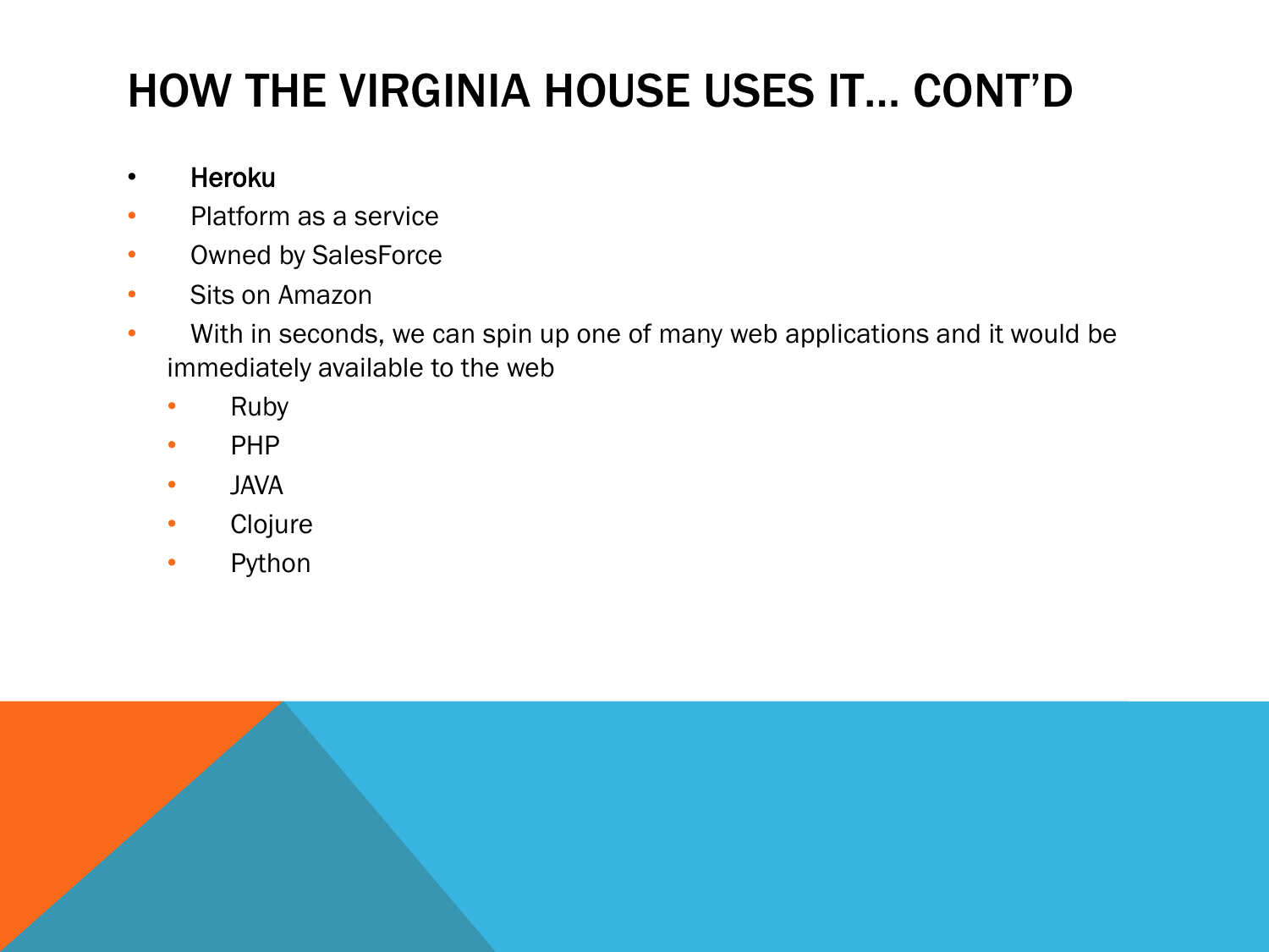# HOW THE VIRGINIA HOUSE USES IT… CONT'D

- Heroku
- Platform as a service
- Owned by SalesForce
- Sits on Amazon
- With in seconds, we can spin up one of many web applications and it would be immediately available to the web
  - Ruby
  - PHP
  - JAVA
  - Clojure
  - Python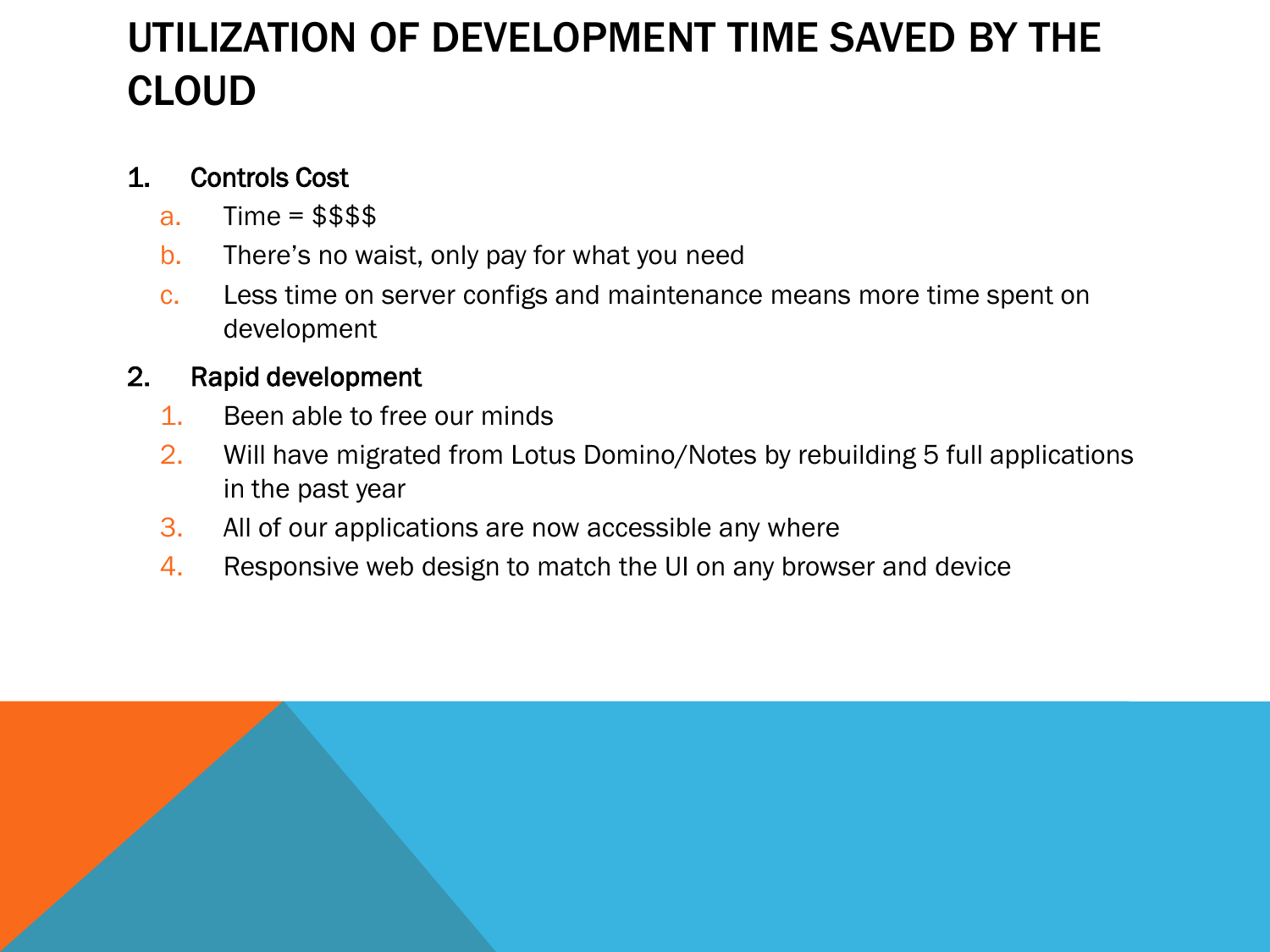# UTILIZATION OF DEVELOPMENT TIME SAVED BY THE CLOUD

1. **Controls Cost**
   a. Time = $$$$
   b. There's no waist, only pay for what you need
   c. Less time on server configs and maintenance means more time spent on development
2. **Rapid development**
   1. Been able to free our minds
   2. Will have migrated from Lotus Domino/Notes by rebuilding 5 full applications in the past year
   3. All of our applications are now accessible any where
   4. Responsive web design to match the UI on any browser and device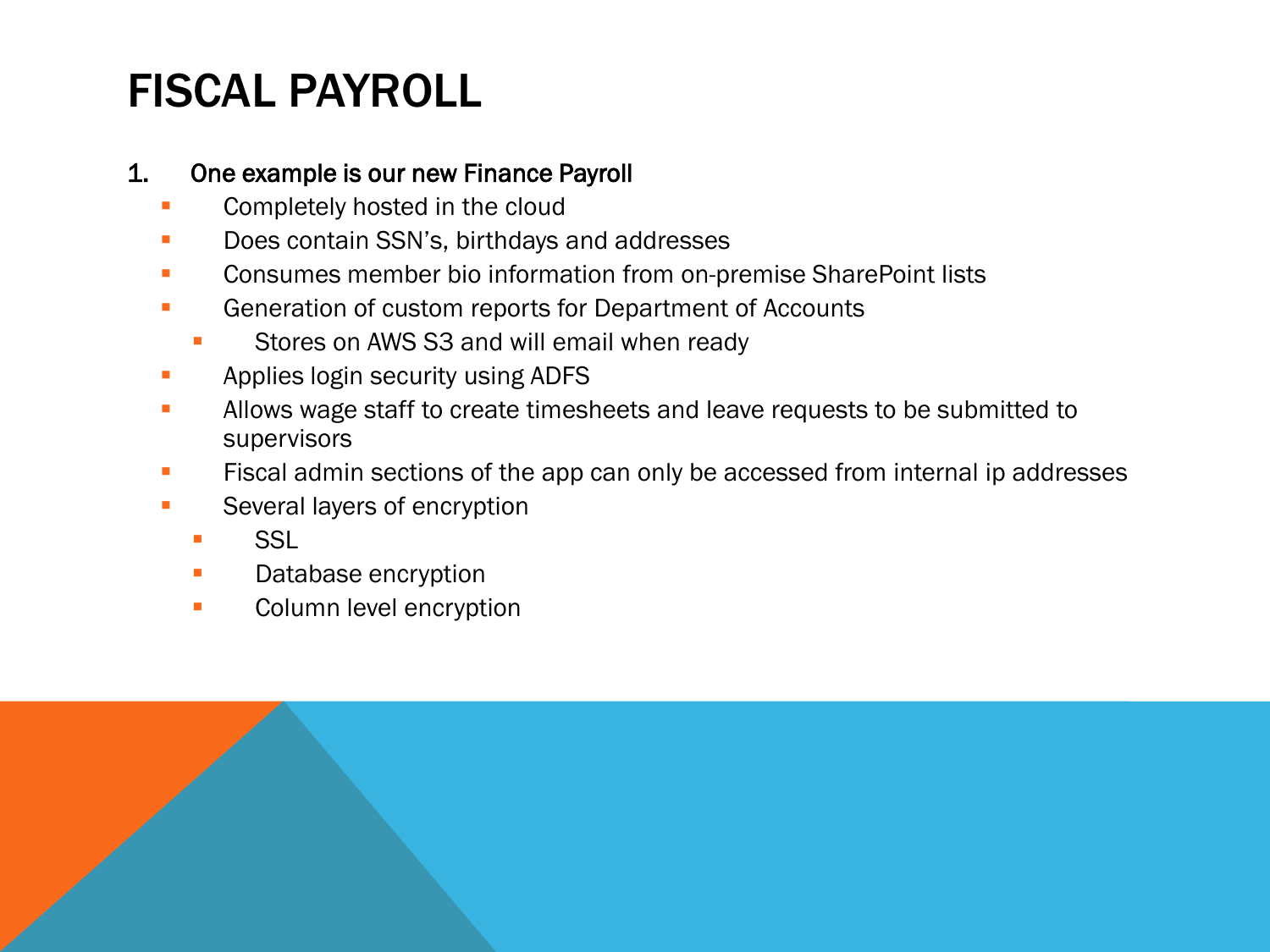# FISCAL PAYROLL

1. One example is our new Finance Payroll
   - Completely hosted in the cloud
   - Does contain SSN's, birthdays and addresses
   - Consumes member bio information from on-premise SharePoint lists
   - Generation of custom reports for Department of Accounts
     - Stores on AWS S3 and will email when ready
   - Applies login security using ADFS
   - Allows wage staff to create timesheets and leave requests to be submitted to supervisors
   - Fiscal admin sections of the app can only be accessed from internal ip addresses
   - Several layers of encryption
     - SSL
     - Database encryption
     - Column level encryption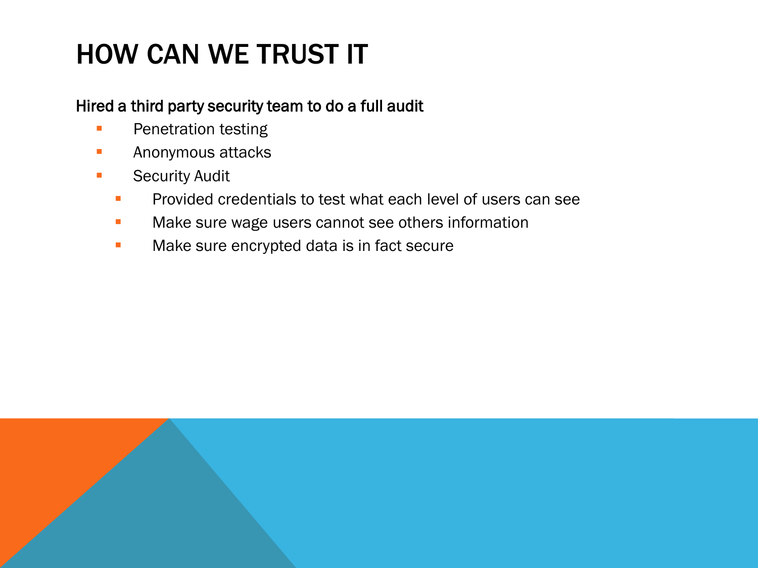# HOW CAN WE TRUST IT

**Hired a third party security team to do a full audit**

- Penetration testing
- Anonymous attacks
- Security Audit
  - Provided credentials to test what each level of users can see
  - Make sure wage users cannot see others information
  - Make sure encrypted data is in fact secure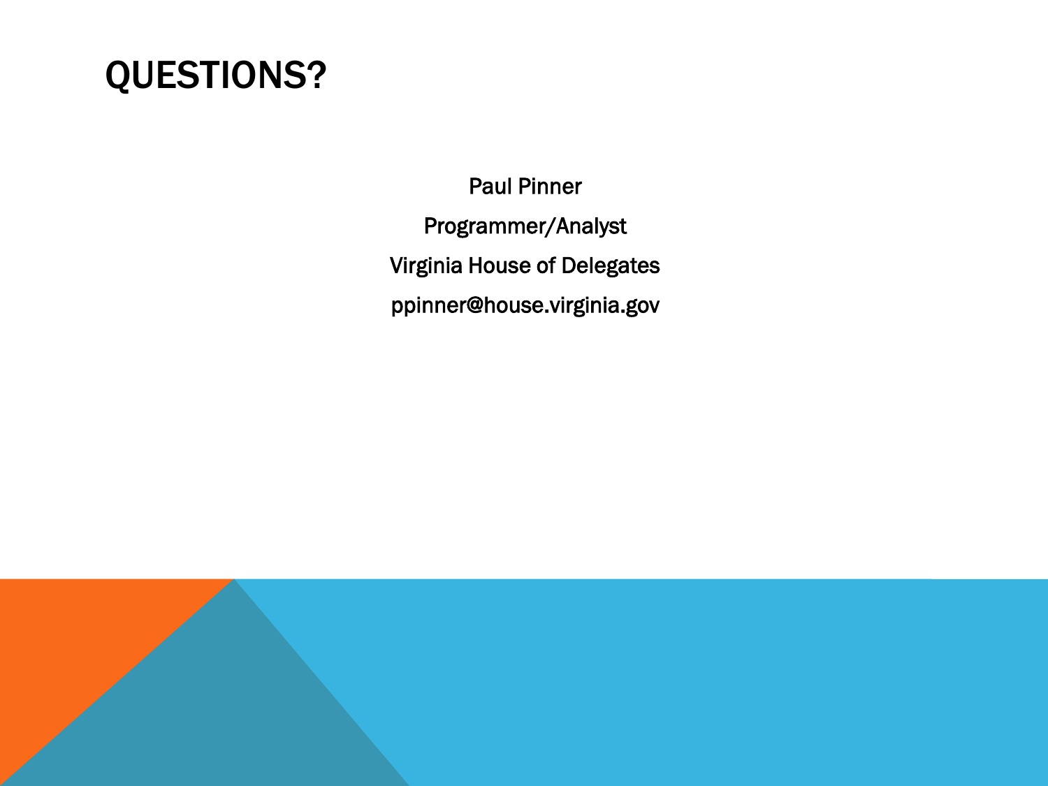# QUESTIONS?

Paul Pinner

Programmer/Analyst

Virginia House of Delegates

ppinner@house.virginia.gov